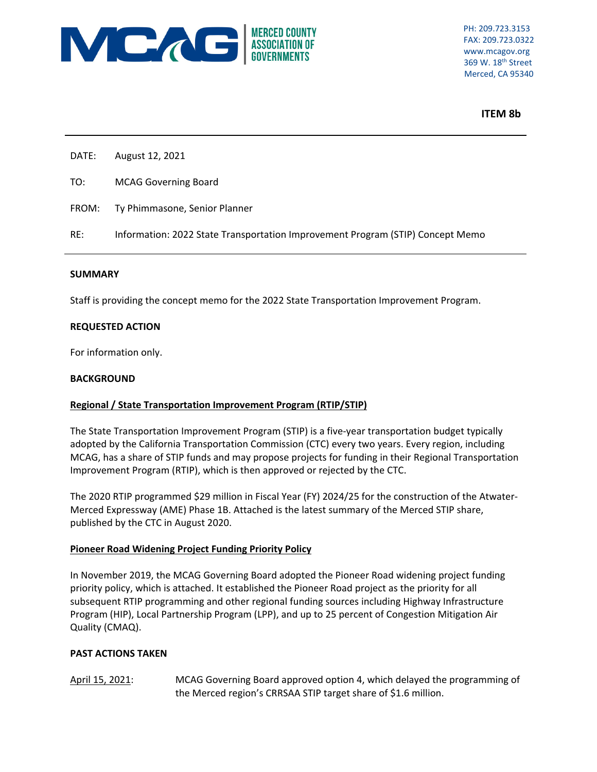MCAG | MERCED COUNTY ASSOCIATION OF GOVERNMENTS

PH: 209.723.3153
FAX: 209.723.0322
www.mcagov.org
369 W. 18th Street
Merced, CA 95340

**ITEM 8b**

---

DATE: August 12, 2021

TO: MCAG Governing Board

FROM: Ty Phimmasone, Senior Planner

RE: Information: 2022 State Transportation Improvement Program (STIP) Concept Memo

---

**SUMMARY**

Staff is providing the concept memo for the 2022 State Transportation Improvement Program.

**REQUESTED ACTION**

For information only.

**BACKGROUND**

**Regional / State Transportation Improvement Program (RTIP/STIP)**

The State Transportation Improvement Program (STIP) is a five-year transportation budget typically adopted by the California Transportation Commission (CTC) every two years. Every region, including MCAG, has a share of STIP funds and may propose projects for funding in their Regional Transportation Improvement Program (RTIP), which is then approved or rejected by the CTC.

The 2020 RTIP programmed $29 million in Fiscal Year (FY) 2024/25 for the construction of the Atwater-Merced Expressway (AME) Phase 1B. Attached is the latest summary of the Merced STIP share, published by the CTC in August 2020.

**Pioneer Road Widening Project Funding Priority Policy**

In November 2019, the MCAG Governing Board adopted the Pioneer Road widening project funding priority policy, which is attached. It established the Pioneer Road project as the priority for all subsequent RTIP programming and other regional funding sources including Highway Infrastructure Program (HIP), Local Partnership Program (LPP), and up to 25 percent of Congestion Mitigation Air Quality (CMAQ).

**PAST ACTIONS TAKEN**

April 15, 2021: MCAG Governing Board approved option 4, which delayed the programming of the Merced region's CRRSAA STIP target share of $1.6 million.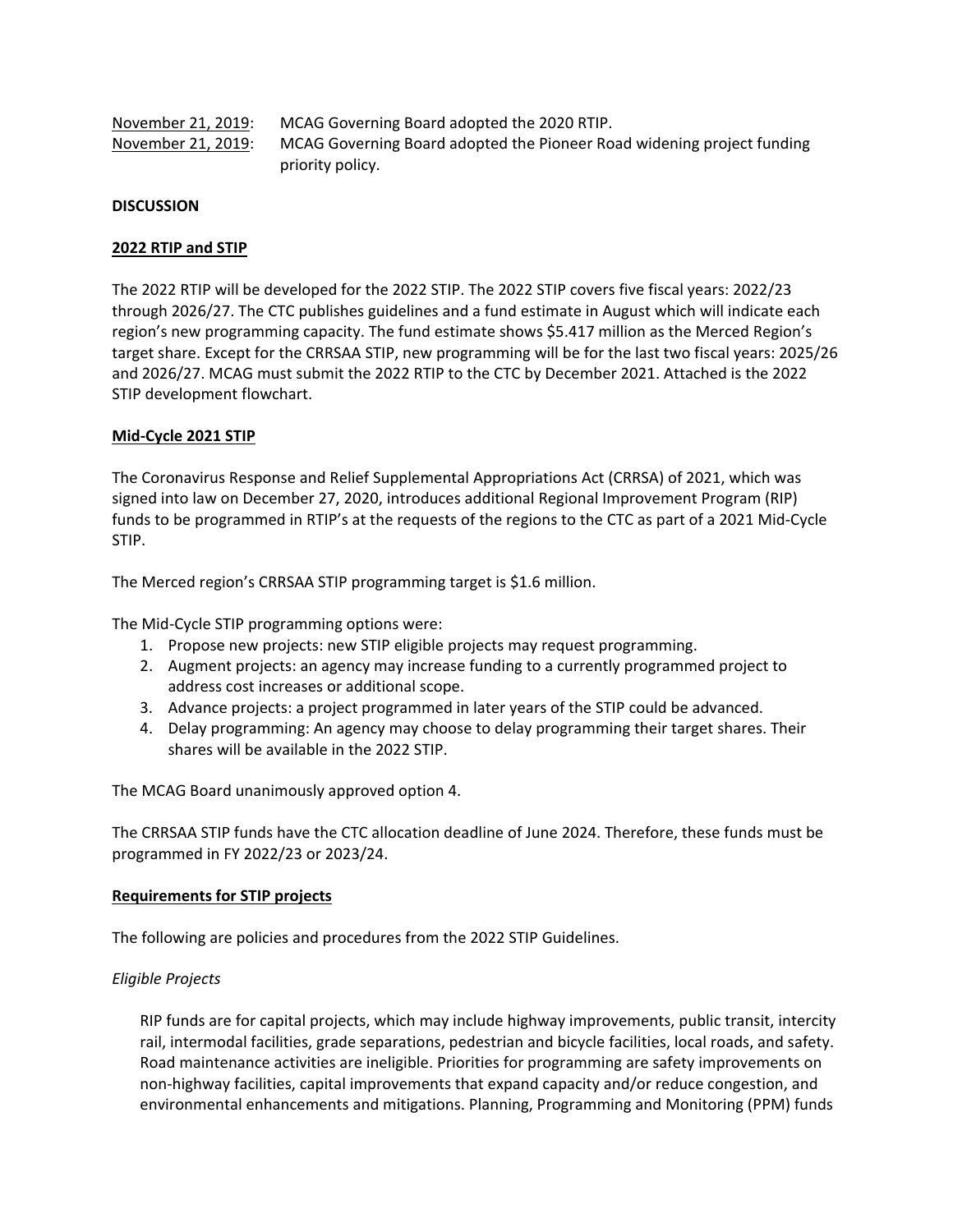<u>November 21, 2019</u>: MCAG Governing Board adopted the 2020 RTIP.
<u>November 21, 2019</u>: MCAG Governing Board adopted the Pioneer Road widening project funding priority policy.

**DISCUSSION**

**<u>2022 RTIP and STIP</u>**

The 2022 RTIP will be developed for the 2022 STIP. The 2022 STIP covers five fiscal years: 2022/23 through 2026/27. The CTC publishes guidelines and a fund estimate in August which will indicate each region's new programming capacity. The fund estimate shows $5.417 million as the Merced Region's target share. Except for the CRRSAA STIP, new programming will be for the last two fiscal years: 2025/26 and 2026/27. MCAG must submit the 2022 RTIP to the CTC by December 2021. Attached is the 2022 STIP development flowchart.

**<u>Mid-Cycle 2021 STIP</u>**

The Coronavirus Response and Relief Supplemental Appropriations Act (CRRSA) of 2021, which was signed into law on December 27, 2020, introduces additional Regional Improvement Program (RIP) funds to be programmed in RTIP's at the requests of the regions to the CTC as part of a 2021 Mid-Cycle STIP.

The Merced region's CRRSAA STIP programming target is $1.6 million.

The Mid-Cycle STIP programming options were:

1. Propose new projects: new STIP eligible projects may request programming.
2. Augment projects: an agency may increase funding to a currently programmed project to address cost increases or additional scope.
3. Advance projects: a project programmed in later years of the STIP could be advanced.
4. Delay programming: An agency may choose to delay programming their target shares. Their shares will be available in the 2022 STIP.

The MCAG Board unanimously approved option 4.

The CRRSAA STIP funds have the CTC allocation deadline of June 2024. Therefore, these funds must be programmed in FY 2022/23 or 2023/24.

**<u>Requirements for STIP projects</u>**

The following are policies and procedures from the 2022 STIP Guidelines.

*Eligible Projects*

> RIP funds are for capital projects, which may include highway improvements, public transit, intercity rail, intermodal facilities, grade separations, pedestrian and bicycle facilities, local roads, and safety. Road maintenance activities are ineligible. Priorities for programming are safety improvements on non-highway facilities, capital improvements that expand capacity and/or reduce congestion, and environmental enhancements and mitigations. Planning, Programming and Monitoring (PPM) funds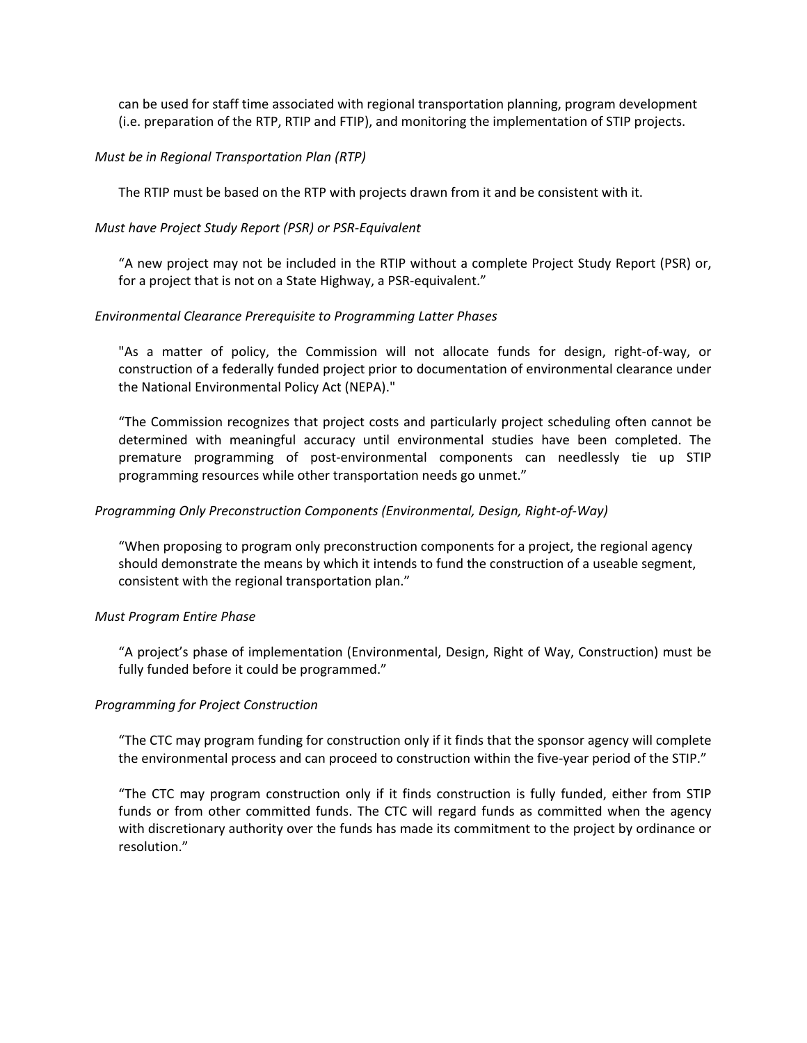can be used for staff time associated with regional transportation planning, program development (i.e. preparation of the RTP, RTIP and FTIP), and monitoring the implementation of STIP projects.

*Must be in Regional Transportation Plan (RTP)*

The RTIP must be based on the RTP with projects drawn from it and be consistent with it.

*Must have Project Study Report (PSR) or PSR-Equivalent*

"A new project may not be included in the RTIP without a complete Project Study Report (PSR) or, for a project that is not on a State Highway, a PSR-equivalent."

*Environmental Clearance Prerequisite to Programming Latter Phases*

"As a matter of policy, the Commission will not allocate funds for design, right-of-way, or construction of a federally funded project prior to documentation of environmental clearance under the National Environmental Policy Act (NEPA)."

"The Commission recognizes that project costs and particularly project scheduling often cannot be determined with meaningful accuracy until environmental studies have been completed. The premature programming of post-environmental components can needlessly tie up STIP programming resources while other transportation needs go unmet."

*Programming Only Preconstruction Components (Environmental, Design, Right-of-Way)*

"When proposing to program only preconstruction components for a project, the regional agency should demonstrate the means by which it intends to fund the construction of a useable segment, consistent with the regional transportation plan."

*Must Program Entire Phase*

"A project's phase of implementation (Environmental, Design, Right of Way, Construction) must be fully funded before it could be programmed."

*Programming for Project Construction*

"The CTC may program funding for construction only if it finds that the sponsor agency will complete the environmental process and can proceed to construction within the five-year period of the STIP."

"The CTC may program construction only if it finds construction is fully funded, either from STIP funds or from other committed funds. The CTC will regard funds as committed when the agency with discretionary authority over the funds has made its commitment to the project by ordinance or resolution."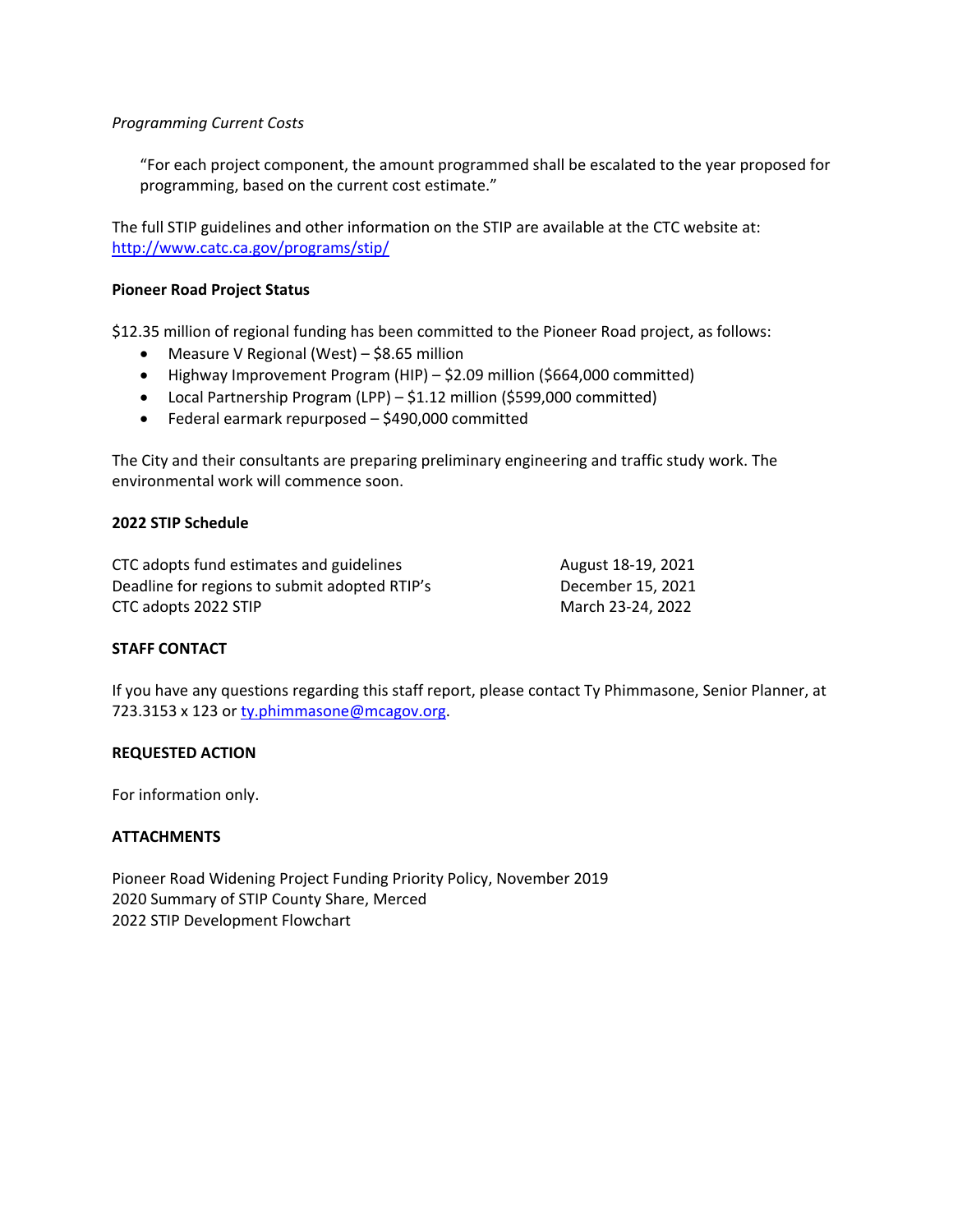*Programming Current Costs*

> "For each project component, the amount programmed shall be escalated to the year proposed for programming, based on the current cost estimate."

The full STIP guidelines and other information on the STIP are available at the CTC website at: [http://www.catc.ca.gov/programs/stip/](http://www.catc.ca.gov/programs/stip/)

**Pioneer Road Project Status**

$12.35 million of regional funding has been committed to the Pioneer Road project, as follows:

- Measure V Regional (West) – $8.65 million
- Highway Improvement Program (HIP) – $2.09 million ($664,000 committed)
- Local Partnership Program (LPP) – $1.12 million ($599,000 committed)
- Federal earmark repurposed – $490,000 committed

The City and their consultants are preparing preliminary engineering and traffic study work. The environmental work will commence soon.

**2022 STIP Schedule**

| | |
|---|---|
| CTC adopts fund estimates and guidelines | August 18-19, 2021 |
| Deadline for regions to submit adopted RTIP's | December 15, 2021 |
| CTC adopts 2022 STIP | March 23-24, 2022 |

**STAFF CONTACT**

If you have any questions regarding this staff report, please contact Ty Phimmasone, Senior Planner, at 723.3153 x 123 or [ty.phimmasone@mcagov.org](mailto:ty.phimmasone@mcagov.org).

**REQUESTED ACTION**

For information only.

**ATTACHMENTS**

Pioneer Road Widening Project Funding Priority Policy, November 2019
2020 Summary of STIP County Share, Merced
2022 STIP Development Flowchart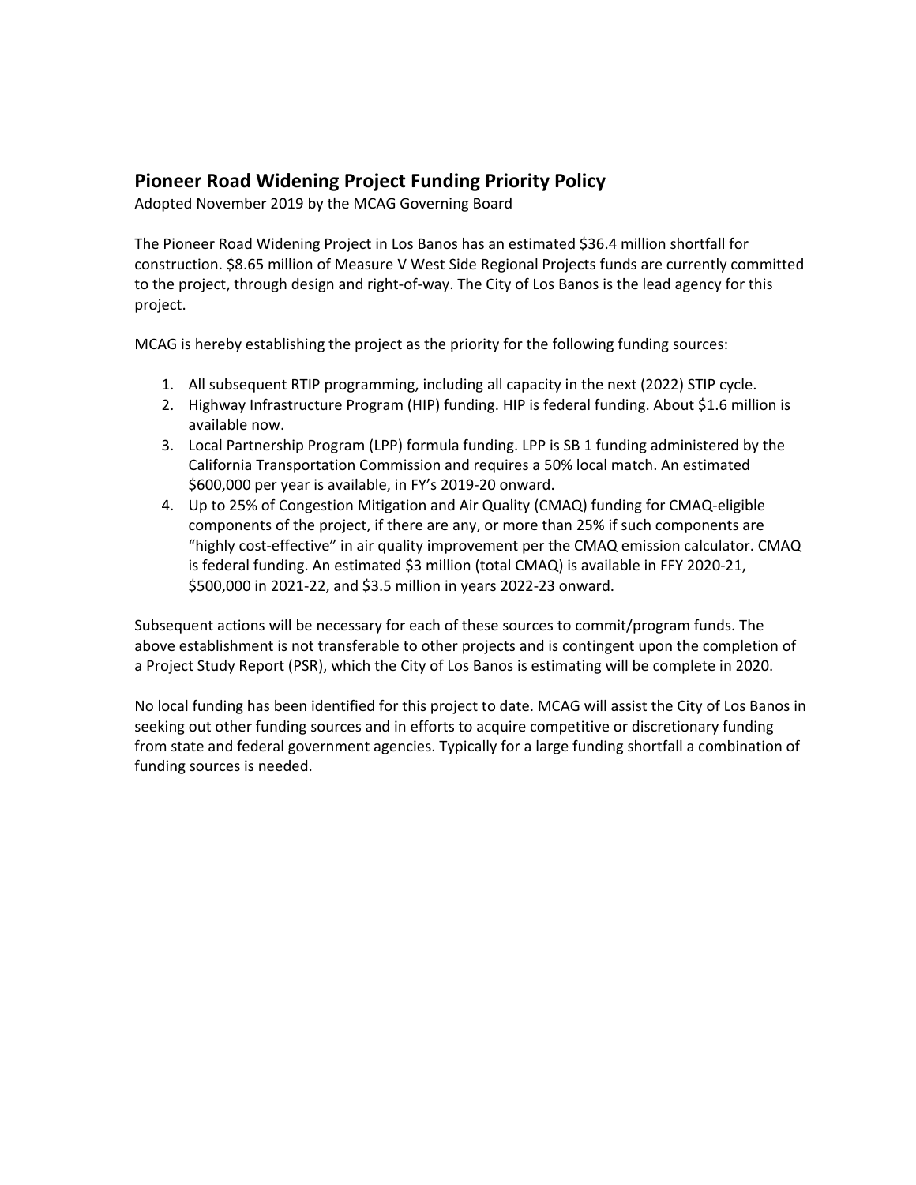## Pioneer Road Widening Project Funding Priority Policy

Adopted November 2019 by the MCAG Governing Board

The Pioneer Road Widening Project in Los Banos has an estimated $36.4 million shortfall for construction. $8.65 million of Measure V West Side Regional Projects funds are currently committed to the project, through design and right-of-way. The City of Los Banos is the lead agency for this project.

MCAG is hereby establishing the project as the priority for the following funding sources:

1. All subsequent RTIP programming, including all capacity in the next (2022) STIP cycle.
2. Highway Infrastructure Program (HIP) funding. HIP is federal funding. About $1.6 million is available now.
3. Local Partnership Program (LPP) formula funding. LPP is SB 1 funding administered by the California Transportation Commission and requires a 50% local match. An estimated $600,000 per year is available, in FY's 2019-20 onward.
4. Up to 25% of Congestion Mitigation and Air Quality (CMAQ) funding for CMAQ-eligible components of the project, if there are any, or more than 25% if such components are "highly cost-effective" in air quality improvement per the CMAQ emission calculator. CMAQ is federal funding. An estimated $3 million (total CMAQ) is available in FFY 2020-21, $500,000 in 2021-22, and $3.5 million in years 2022-23 onward.

Subsequent actions will be necessary for each of these sources to commit/program funds. The above establishment is not transferable to other projects and is contingent upon the completion of a Project Study Report (PSR), which the City of Los Banos is estimating will be complete in 2020.

No local funding has been identified for this project to date. MCAG will assist the City of Los Banos in seeking out other funding sources and in efforts to acquire competitive or discretionary funding from state and federal government agencies. Typically for a large funding shortfall a combination of funding sources is needed.